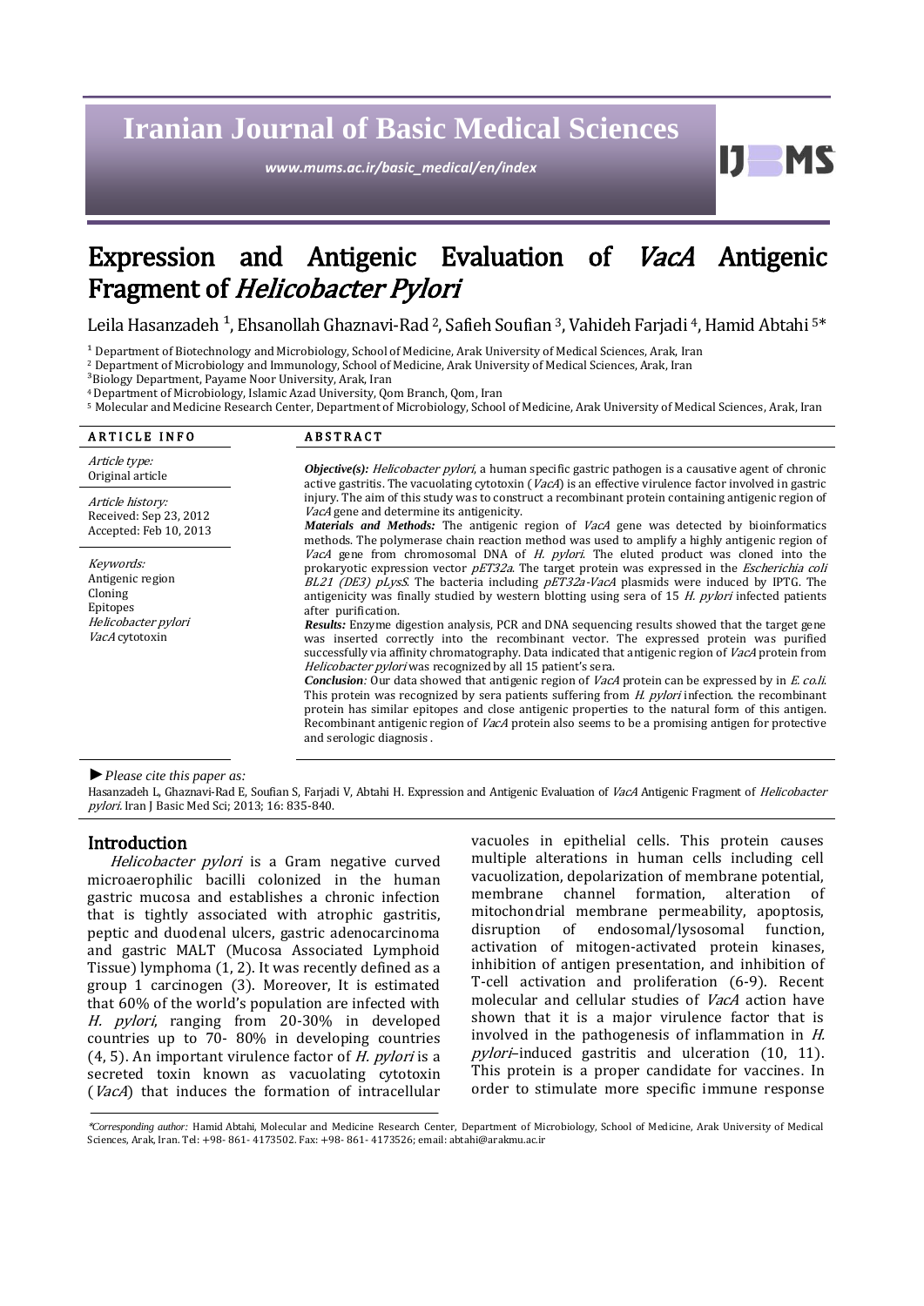# Iranian Journal of Basic Medical Sciences

*www.mums.ac.ir/basic_medical/en/index*

IJBMS

# Expression and Antigenic Evaluation of *VacA* Antigenic Fragment of *Helicobacter Pylori*

Leila Hasanzadeh [1], Ehsanollah Ghaznavi-Rad [2], Safieh Soufian [3], Vahideh Farjadi [4], Hamid Abtahi [5]*

[1] Department of Biotechnology and Microbiology, School of Medicine, Arak University of Medical Sciences, Arak, Iran
[2] Department of Microbiology and Immunology, School of Medicine, Arak University of Medical Sciences, Arak, Iran
[3] Biology Department, Payame Noor University, Arak, Iran
[4] Department of Microbiology, Islamic Azad University, Qom Branch, Qom, Iran
[5] Molecular and Medicine Research Center, Department of Microbiology, School of Medicine, Arak University of Medical Sciences, Arak, Iran

**ARTICLE INFO**

*Article type:*
Original article

*Article history:*
Received: Sep 23, 2012
Accepted: Feb 10, 2013

*Keywords:*
Antigenic region
Cloning
Epitopes
*Helicobacter pylori*
*VacA* cytotoxin

**ABSTRACT**

***Objective(s):*** *Helicobacter pylori*, a human specific gastric pathogen is a causative agent of chronic active gastritis. The vacuolating cytotoxin (*VacA*) is an effective virulence factor involved in gastric injury. The aim of this study was to construct a recombinant protein containing antigenic region of *VacA* gene and determine its antigenicity.

***Materials and Methods:*** The antigenic region of *VacA* gene was detected by bioinformatics methods. The polymerase chain reaction method was used to amplify a highly antigenic region of *VacA* gene from chromosomal DNA of *H. pylori*. The eluted product was cloned into the prokaryotic expression vector *pET32a*. The target protein was expressed in the *Escherichia coli BL21 (DE3) pLysS*. The bacteria including *pET32a-VacA* plasmids were induced by IPTG. The antigenicity was finally studied by western blotting using sera of 15 *H. pylori* infected patients after purification.

***Results:*** Enzyme digestion analysis, PCR and DNA sequencing results showed that the target gene was inserted correctly into the recombinant vector. The expressed protein was purified successfully via affinity chromatography. Data indicated that antigenic region of *VacA* protein from *Helicobacter pylori* was recognized by all 15 patient's sera.

***Conclusion:*** Our data showed that antigenic region of *VacA* protein can be expressed by in *E. coli*. This protein was recognized by sera patients suffering from *H. pylori* infection. the recombinant protein has similar epitopes and close antigenic properties to the natural form of this antigen. Recombinant antigenic region of *VacA* protein also seems to be a promising antigen for protective and serologic diagnosis .

►*Please cite this paper as:*

Hasanzadeh L, Ghaznavi-Rad E, Soufian S, Farjadi V, Abtahi H. Expression and Antigenic Evaluation of *VacA* Antigenic Fragment of *Helicobacter pylori*. Iran J Basic Med Sci; 2013; 16: 835-840.

## Introduction

*Helicobacter pylori* is a Gram negative curved microaerophilic bacilli colonized in the human gastric mucosa and establishes a chronic infection that is tightly associated with atrophic gastritis, peptic and duodenal ulcers, gastric adenocarcinoma and gastric MALT (Mucosa Associated Lymphoid Tissue) lymphoma (1, 2). It was recently defined as a group 1 carcinogen (3). Moreover, It is estimated that 60% of the world's population are infected with *H. pylori*, ranging from 20-30% in developed countries up to 70- 80% in developing countries (4, 5). An important virulence factor of *H. pylori* is a secreted toxin known as vacuolating cytotoxin (*VacA*) that induces the formation of intracellular vacuoles in epithelial cells. This protein causes multiple alterations in human cells including cell vacuolization, depolarization of membrane potential, membrane channel formation, alteration of mitochondrial membrane permeability, apoptosis, disruption of endosomal/lysosomal function, activation of mitogen-activated protein kinases, inhibition of antigen presentation, and inhibition of T-cell activation and proliferation (6-9). Recent molecular and cellular studies of *VacA* action have shown that it is a major virulence factor that is involved in the pathogenesis of inflammation in *H. pylori*–induced gastritis and ulceration (10, 11). This protein is a proper candidate for vaccines. In order to stimulate more specific immune response

*\*Corresponding author:* Hamid Abtahi, Molecular and Medicine Research Center, Department of Microbiology, School of Medicine, Arak University of Medical Sciences, Arak, Iran. Tel: +98- 861- 4173502. Fax: +98- 861- 4173526; email: abtahi@arakmu.ac.ir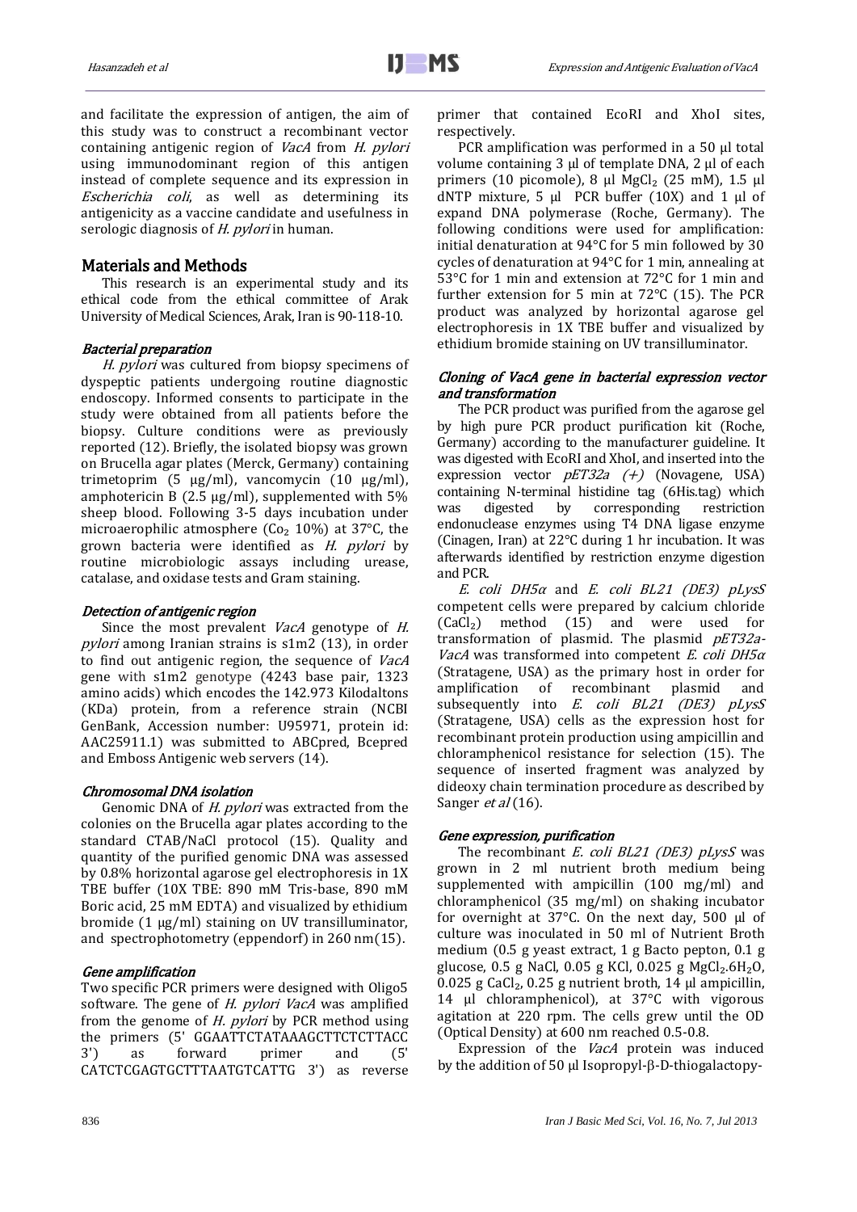and facilitate the expression of antigen, the aim of this study was to construct a recombinant vector containing antigenic region of *VacA* from *H. pylori* using immunodominant region of this antigen instead of complete sequence and its expression in *Escherichia coli*, as well as determining its antigenicity as a vaccine candidate and usefulness in serologic diagnosis of *H. pylori* in human.

## Materials and Methods

This research is an experimental study and its ethical code from the ethical committee of Arak University of Medical Sciences, Arak, Iran is 90-118-10.

### *Bacterial preparation*

*H. pylori* was cultured from biopsy specimens of dyspeptic patients undergoing routine diagnostic endoscopy. Informed consents to participate in the study were obtained from all patients before the biopsy. Culture conditions were as previously reported (12). Briefly, the isolated biopsy was grown on Brucella agar plates (Merck, Germany) containing trimetoprim (5 µg/ml), vancomycin (10 µg/ml), amphotericin B (2.5 µg/ml), supplemented with 5% sheep blood. Following 3-5 days incubation under microaerophilic atmosphere ($Co_2$ 10%) at 37°C, the grown bacteria were identified as *H. pylori* by routine microbiologic assays including urease, catalase, and oxidase tests and Gram staining.

### *Detection of antigenic region*

Since the most prevalent *VacA* genotype of *H. pylori* among Iranian strains is s1m2 (13), in order to find out antigenic region, the sequence of *VacA* gene with s1m2 genotype (4243 base pair, 1323 amino acids) which encodes the 142.973 Kilodaltons (KDa) protein, from a reference strain (NCBI GenBank, Accession number: U95971, protein id: AAC25911.1) was submitted to ABCpred, Bcepred and Emboss Antigenic web servers (14).

### *Chromosomal DNA isolation*

Genomic DNA of *H. pylori* was extracted from the colonies on the Brucella agar plates according to the standard CTAB/NaCl protocol (15). Quality and quantity of the purified genomic DNA was assessed by 0.8% horizontal agarose gel electrophoresis in 1X TBE buffer (10X TBE: 890 mM Tris-base, 890 mM Boric acid, 25 mM EDTA) and visualized by ethidium bromide (1 µg/ml) staining on UV transilluminator, and spectrophotometry (eppendorf) in 260 nm(15).

### *Gene amplification*

Two specific PCR primers were designed with Oligo5 software. The gene of *H. pylori VacA* was amplified from the genome of *H. pylori* by PCR method using the primers (5' GGAATTCTATAAAGCTTCTCTTACC 3') as forward primer and (5' CATCTCGAGTGCTTTAATGTCATTG 3') as reverse primer that contained EcoRI and XhoI sites, respectively.

PCR amplification was performed in a 50 µl total volume containing 3 µl of template DNA, 2 µl of each primers (10 picomole), 8 µl $MgCl_2$ (25 mM), 1.5 µl dNTP mixture, 5 µl PCR buffer (10X) and 1 µl of expand DNA polymerase (Roche, Germany). The following conditions were used for amplification: initial denaturation at 94°C for 5 min followed by 30 cycles of denaturation at 94°C for 1 min, annealing at 53°C for 1 min and extension at 72°C for 1 min and further extension for 5 min at 72°C (15). The PCR product was analyzed by horizontal agarose gel electrophoresis in 1X TBE buffer and visualized by ethidium bromide staining on UV transilluminator.

### *Cloning of VacA gene in bacterial expression vector and transformation*

The PCR product was purified from the agarose gel by high pure PCR product purification kit (Roche, Germany) according to the manufacturer guideline. It was digested with EcoRI and XhoI, and inserted into the expression vector *pET32a (+)* (Novagene, USA) containing N-terminal histidine tag (6His.tag) which was digested by corresponding restriction endonuclease enzymes using T4 DNA ligase enzyme (Cinagen, Iran) at 22°C during 1 hr incubation. It was afterwards identified by restriction enzyme digestion and PCR.

*E. coli DH5α* and *E. coli BL21 (DE3) pLysS* competent cells were prepared by calcium chloride ($CaCl_2$) method (15) and were used for transformation of plasmid. The plasmid *pET32a-VacA* was transformed into competent *E. coli DH5α* (Stratagene, USA) as the primary host in order for amplification of recombinant plasmid and subsequently into *E. coli BL21 (DE3) pLysS* (Stratagene, USA) cells as the expression host for recombinant protein production using ampicillin and chloramphenicol resistance for selection (15). The sequence of inserted fragment was analyzed by dideoxy chain termination procedure as described by Sanger *et al* (16).

### *Gene expression, purification*

The recombinant *E. coli BL21 (DE3) pLysS* was grown in 2 ml nutrient broth medium being supplemented with ampicillin (100 mg/ml) and chloramphenicol (35 mg/ml) on shaking incubator for overnight at 37°C. On the next day, 500 µl of culture was inoculated in 50 ml of Nutrient Broth medium (0.5 g yeast extract, 1 g Bacto pepton, 0.1 g glucose, 0.5 g NaCl, 0.05 g KCl, 0.025 g $MgCl_2.6H_2O$, 0.025 g $CaCl_2$, 0.25 g nutrient broth, 14 µl ampicillin, 14 µl chloramphenicol), at 37°C with vigorous agitation at 220 rpm. The cells grew until the OD (Optical Density) at 600 nm reached 0.5-0.8.

Expression of the *VacA* protein was induced by the addition of 50 µl Isopropyl-β-D-thiogalactopy-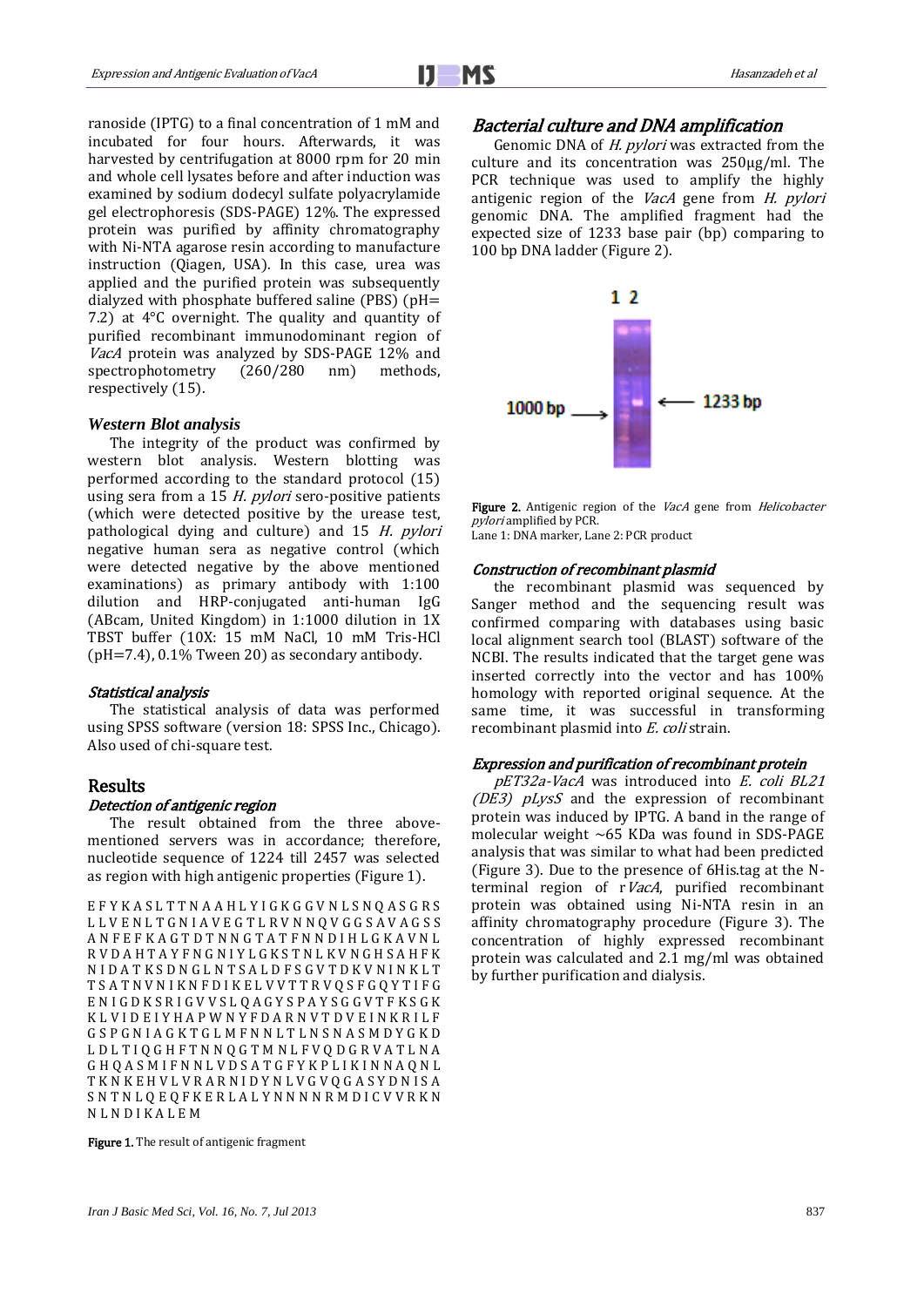ranoside (IPTG) to a final concentration of 1 mM and incubated for four hours. Afterwards, it was harvested by centrifugation at 8000 rpm for 20 min and whole cell lysates before and after induction was examined by sodium dodecyl sulfate polyacrylamide gel electrophoresis (SDS-PAGE) 12%. The expressed protein was purified by affinity chromatography with Ni-NTA agarose resin according to manufacture instruction (Qiagen, USA). In this case, urea was applied and the purified protein was subsequently dialyzed with phosphate buffered saline (PBS) (pH= 7.2) at 4°C overnight. The quality and quantity of purified recombinant immunodominant region of *VacA* protein was analyzed by SDS-PAGE 12% and spectrophotometry (260/280 nm) methods, respectively (15).

### Western Blot analysis

The integrity of the product was confirmed by western blot analysis. Western blotting was performed according to the standard protocol (15) using sera from a 15 *H. pylori* sero-positive patients (which were detected positive by the urease test, pathological dying and culture) and 15 *H. pylori* negative human sera as negative control (which were detected negative by the above mentioned examinations) as primary antibody with 1:100 dilution and HRP-conjugated anti-human IgG (ABcam, United Kingdom) in 1:1000 dilution in 1X TBST buffer (10X: 15 mM NaCl, 10 mM Tris-HCl (pH=7.4), 0.1% Tween 20) as secondary antibody.

### Statistical analysis

The statistical analysis of data was performed using SPSS software (version 18: SPSS Inc., Chicago). Also used of chi-square test.

## Results

### Detection of antigenic region

The result obtained from the three above-mentioned servers was in accordance; therefore, nucleotide sequence of 1224 till 2457 was selected as region with high antigenic properties (Figure 1).

E F Y K A S L T T N A A H L Y I G K G G V N L S N Q A S G R S L L V E N L T G N I A V E G T L R V N N Q V G G S A V A G S S A N F E F K A G T D T N N G T A T F N N D I H L G K A V N L R V D A H T A Y F N G N I Y L G K S T N L K V N G H S A H F K N I D A T K S D N G L N T S A L D F S G V T D K V N I N K L T T S A T N V N I K N F D I K E L V V T T R V Q S F G Q Y T I F G E N I G D K S R I G V V S L Q A G Y S P A Y S G G V T F K S G K K L V I D E I Y H A P W N Y F D A R N V T D V E I N K R I L F G S P G N I A G K T G L M F N N L T L N S N A S M D Y G K D L D L T I Q G H F T N N Q G T M N L F V Q D G R V A T L N A G H Q A S M I F N N L V D S A T G F Y K P L I K I N N A Q N L T K N K E H V L V R A R N I D Y N L V G V Q G A S Y D N I S A S N T N L Q E Q F K E R L A L Y N N N N R M D I C V V R K N N L N D I K A L E M

**Figure 1.** The result of antigenic fragment

### Bacterial culture and DNA amplification

Genomic DNA of *H. pylori* was extracted from the culture and its concentration was 250µg/ml. The PCR technique was used to amplify the highly antigenic region of the *VacA* gene from *H. pylori* genomic DNA. The amplified fragment had the expected size of 1233 base pair (bp) comparing to 100 bp DNA ladder (Figure 2).

1 2

1000 bp

1233 bp

**Figure 2.** Antigenic region of the *VacA* gene from *Helicobacter pylori* amplified by PCR.
Lane 1: DNA marker, Lane 2: PCR product

### Construction of recombinant plasmid

the recombinant plasmid was sequenced by Sanger method and the sequencing result was confirmed comparing with databases using basic local alignment search tool (BLAST) software of the NCBI. The results indicated that the target gene was inserted correctly into the vector and has 100% homology with reported original sequence. At the same time, it was successful in transforming recombinant plasmid into *E. coli* strain.

### Expression and purification of recombinant protein

*pET32a-VacA* was introduced into *E. coli BL21 (DE3) pLysS* and the expression of recombinant protein was induced by IPTG. A band in the range of molecular weight ~65 KDa was found in SDS-PAGE analysis that was similar to what had been predicted (Figure 3). Due to the presence of 6His.tag at the N-terminal region of r*VacA*, purified recombinant protein was obtained using Ni-NTA resin in an affinity chromatography procedure (Figure 3). The concentration of highly expressed recombinant protein was calculated and 2.1 mg/ml was obtained by further purification and dialysis.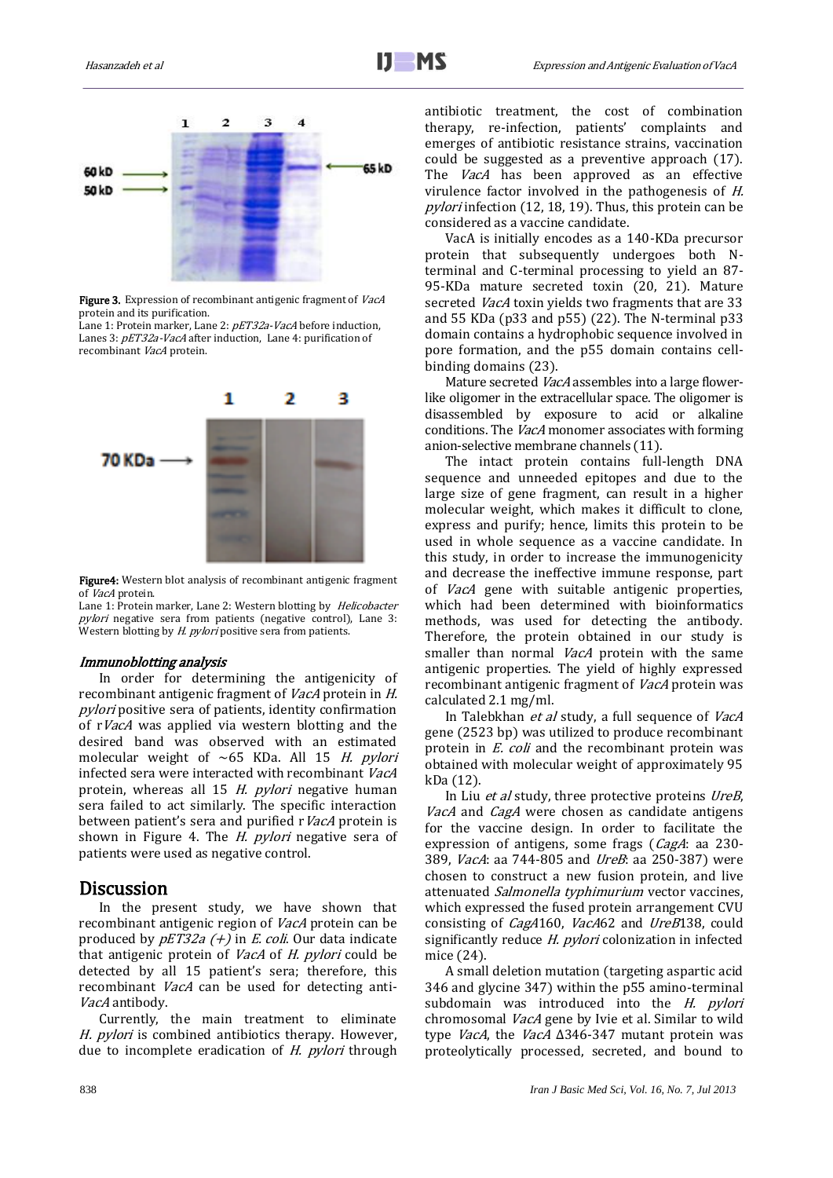Figure 3. Expression of recombinant antigenic fragment of *VacA* protein and its purification.
Lane 1: Protein marker, Lane 2: *pET32a-VacA* before induction, Lanes 3: *pET32a-VacA* after induction, Lane 4: purification of recombinant *VacA* protein.

Figure4: Western blot analysis of recombinant antigenic fragment of *VacA* protein.
Lane 1: Protein marker, Lane 2: Western blotting by *Helicobacter pylori* negative sera from patients (negative control), Lane 3: Western blotting by *H. pylori* positive sera from patients.

### *Immunoblotting analysis*

In order for determining the antigenicity of recombinant antigenic fragment of *VacA* protein in *H. pylori* positive sera of patients, identity confirmation of r*VacA* was applied via western blotting and the desired band was observed with an estimated molecular weight of ~65 KDa. All 15 *H. pylori* infected sera were interacted with recombinant *VacA* protein, whereas all 15 *H. pylori* negative human sera failed to act similarly. The specific interaction between patient's sera and purified r*VacA* protein is shown in Figure 4. The *H. pylori* negative sera of patients were used as negative control.

## Discussion

In the present study, we have shown that recombinant antigenic region of *VacA* protein can be produced by *pET32a (+)* in *E. coli*. Our data indicate that antigenic protein of *VacA* of *H. pylori* could be detected by all 15 patient's sera; therefore, this recombinant *VacA* can be used for detecting anti-*VacA* antibody.

Currently, the main treatment to eliminate *H. pylori* is combined antibiotics therapy. However, due to incomplete eradication of *H. pylori* through antibiotic treatment, the cost of combination therapy, re-infection, patients' complaints and emerges of antibiotic resistance strains, vaccination could be suggested as a preventive approach (17). The *VacA* has been approved as an effective virulence factor involved in the pathogenesis of *H. pylori* infection (12, 18, 19). Thus, this protein can be considered as a vaccine candidate.

VacA is initially encodes as a 140-KDa precursor protein that subsequently undergoes both N-terminal and C-terminal processing to yield an 87-95-KDa mature secreted toxin (20, 21). Mature secreted *VacA* toxin yields two fragments that are 33 and 55 KDa (p33 and p55) (22). The N-terminal p33 domain contains a hydrophobic sequence involved in pore formation, and the p55 domain contains cell-binding domains (23).

Mature secreted *VacA* assembles into a large flower-like oligomer in the extracellular space. The oligomer is disassembled by exposure to acid or alkaline conditions. The *VacA* monomer associates with forming anion-selective membrane channels (11).

The intact protein contains full-length DNA sequence and unneeded epitopes and due to the large size of gene fragment, can result in a higher molecular weight, which makes it difficult to clone, express and purify; hence, limits this protein to be used in whole sequence as a vaccine candidate. In this study, in order to increase the immunogenicity and decrease the ineffective immune response, part of *VacA* gene with suitable antigenic properties, which had been determined with bioinformatics methods, was used for detecting the antibody. Therefore, the protein obtained in our study is smaller than normal *VacA* protein with the same antigenic properties. The yield of highly expressed recombinant antigenic fragment of *VacA* protein was calculated 2.1 mg/ml.

In Talebkhan *et al* study, a full sequence of *VacA* gene (2523 bp) was utilized to produce recombinant protein in *E. coli* and the recombinant protein was obtained with molecular weight of approximately 95 kDa (12).

In Liu *et al* study, three protective proteins *UreB*, *VacA* and *CagA* were chosen as candidate antigens for the vaccine design. In order to facilitate the expression of antigens, some frags (*CagA*: aa 230-389, *VacA*: aa 744-805 and *UreB*: aa 250-387) were chosen to construct a new fusion protein, and live attenuated *Salmonella typhimurium* vector vaccines, which expressed the fused protein arrangement CVU consisting of *CagA*160, *VacA*62 and *UreB*138, could significantly reduce *H. pylori* colonization in infected mice (24).

A small deletion mutation (targeting aspartic acid 346 and glycine 347) within the p55 amino-terminal subdomain was introduced into the *H. pylori* chromosomal *VacA* gene by Ivie et al. Similar to wild type *VacA*, the *VacA* Δ346-347 mutant protein was proteolytically processed, secreted, and bound to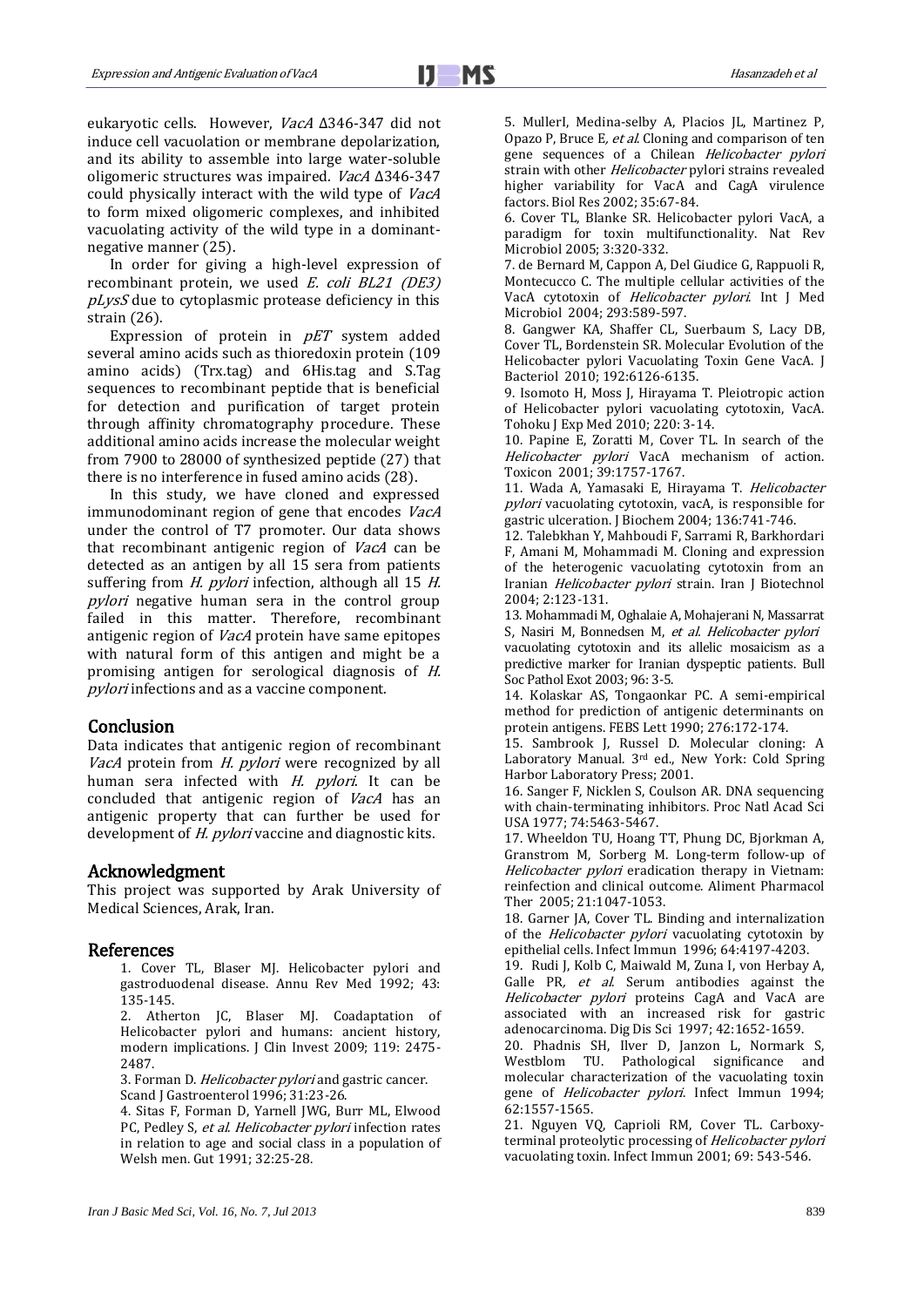eukaryotic cells. However, *VacA* Δ346-347 did not induce cell vacuolation or membrane depolarization, and its ability to assemble into large water-soluble oligomeric structures was impaired. *VacA* Δ346-347 could physically interact with the wild type of *VacA* to form mixed oligomeric complexes, and inhibited vacuolating activity of the wild type in a dominant-negative manner (25).

In order for giving a high-level expression of recombinant protein, we used *E. coli BL21 (DE3) pLysS* due to cytoplasmic protease deficiency in this strain (26).

Expression of protein in *pET* system added several amino acids such as thioredoxin protein (109 amino acids) (Trx.tag) and 6His.tag and S.Tag sequences to recombinant peptide that is beneficial for detection and purification of target protein through affinity chromatography procedure. These additional amino acids increase the molecular weight from 7900 to 28000 of synthesized peptide (27) that there is no interference in fused amino acids (28).

In this study, we have cloned and expressed immunodominant region of gene that encodes *VacA* under the control of T7 promoter. Our data shows that recombinant antigenic region of *VacA* can be detected as an antigen by all 15 sera from patients suffering from *H. pylori* infection, although all 15 *H. pylori* negative human sera in the control group failed in this matter. Therefore, recombinant antigenic region of *VacA* protein have same epitopes with natural form of this antigen and might be a promising antigen for serological diagnosis of *H. pylori* infections and as a vaccine component.

## Conclusion

Data indicates that antigenic region of recombinant *VacA* protein from *H. pylori* were recognized by all human sera infected with *H. pylori*. It can be concluded that antigenic region of *VacA* has an antigenic property that can further be used for development of *H. pylori* vaccine and diagnostic kits.

## Acknowledgment

This project was supported by Arak University of Medical Sciences, Arak, Iran.

## References

1. Cover TL, Blaser MJ. Helicobacter pylori and gastroduodenal disease. Annu Rev Med 1992; 43: 135-145.
2. Atherton JC, Blaser MJ. Coadaptation of Helicobacter pylori and humans: ancient history, modern implications. J Clin Invest 2009; 119: 2475-2487.
3. Forman D. *Helicobacter pylori* and gastric cancer. Scand J Gastroenterol 1996; 31:23-26.
4. Sitas F, Forman D, Yarnell JWG, Burr ML, Elwood PC, Pedley S, *et al. Helicobacter pylori* infection rates in relation to age and social class in a population of Welsh men. Gut 1991; 32:25-28.
5. MullerI, Medina-selby A, Placios JL, Martinez P, Opazo P, Bruce E, *et al.* Cloning and comparison of ten gene sequences of a Chilean *Helicobacter pylori* strain with other *Helicobacter* pylori strains revealed higher variability for VacA and CagA virulence factors. Biol Res 2002; 35:67-84.
6. Cover TL, Blanke SR. Helicobacter pylori VacA, a paradigm for toxin multifunctionality. Nat Rev Microbiol 2005; 3:320-332.
7. de Bernard M, Cappon A, Del Giudice G, Rappuoli R, Montecucco C. The multiple cellular activities of the VacA cytotoxin of *Helicobacter pylori*. Int J Med Microbiol 2004; 293:589-597.
8. Gangwer KA, Shaffer CL, Suerbaum S, Lacy DB, Cover TL, Bordenstein SR. Molecular Evolution of the Helicobacter pylori Vacuolating Toxin Gene VacA. J Bacteriol 2010; 192:6126-6135.
9. Isomoto H, Moss J, Hirayama T. Pleiotropic action of Helicobacter pylori vacuolating cytotoxin, VacA. Tohoku J Exp Med 2010; 220: 3-14.
10. Papine E, Zoratti M, Cover TL. In search of the *Helicobacter pylori* VacA mechanism of action. Toxicon 2001; 39:1757-1767.
11. Wada A, Yamasaki E, Hirayama T. *Helicobacter pylori* vacuolating cytotoxin, vacA, is responsible for gastric ulceration. J Biochem 2004; 136:741-746.
12. Talebkhan Y, Mahboudi F, Sarrami R, Barkhordari F, Amani M, Mohammadi M. Cloning and expression of the heterogenic vacuolating cytotoxin from an Iranian *Helicobacter pylori* strain. Iran J Biotechnol 2004; 2:123-131.
13. Mohammadi M, Oghalaie A, Mohajerani N, Massarrat S, Nasiri M, Bonnedsen M, *et al. Helicobacter pylori* vacuolating cytotoxin and its allelic mosaicism as a predictive marker for Iranian dyspeptic patients. Bull Soc Pathol Exot 2003; 96: 3-5.
14. Kolaskar AS, Tongaonkar PC. A semi-empirical method for prediction of antigenic determinants on protein antigens. FEBS Lett 1990; 276:172-174.
15. Sambrook J, Russel D. Molecular cloning: A Laboratory Manual. 3rd ed., New York: Cold Spring Harbor Laboratory Press; 2001.
16. Sanger F, Nicklen S, Coulson AR. DNA sequencing with chain-terminating inhibitors. Proc Natl Acad Sci USA 1977; 74:5463-5467.
17. Wheeldon TU, Hoang TT, Phung DC, Bjorkman A, Granstrom M, Sorberg M. Long-term follow-up of *Helicobacter pylori* eradication therapy in Vietnam: reinfection and clinical outcome. Aliment Pharmacol Ther 2005; 21:1047-1053.
18. Garner JA, Cover TL. Binding and internalization of the *Helicobacter pylori* vacuolating cytotoxin by epithelial cells. Infect Immun 1996; 64:4197-4203.
19. Rudi J, Kolb C, Maiwald M, Zuna I, von Herbay A, Galle PR, *et al.* Serum antibodies against the *Helicobacter pylori* proteins CagA and VacA are associated with an increased risk for gastric adenocarcinoma. Dig Dis Sci 1997; 42:1652-1659.
20. Phadnis SH, Ilver D, Janzon L, Normark S, Westblom TU. Pathological significance and molecular characterization of the vacuolating toxin gene of *Helicobacter pylori*. Infect Immun 1994; 62:1557-1565.
21. Nguyen VQ, Caprioli RM, Cover TL. Carboxy-terminal proteolytic processing of *Helicobacter pylori* vacuolating toxin. Infect Immun 2001; 69: 543-546.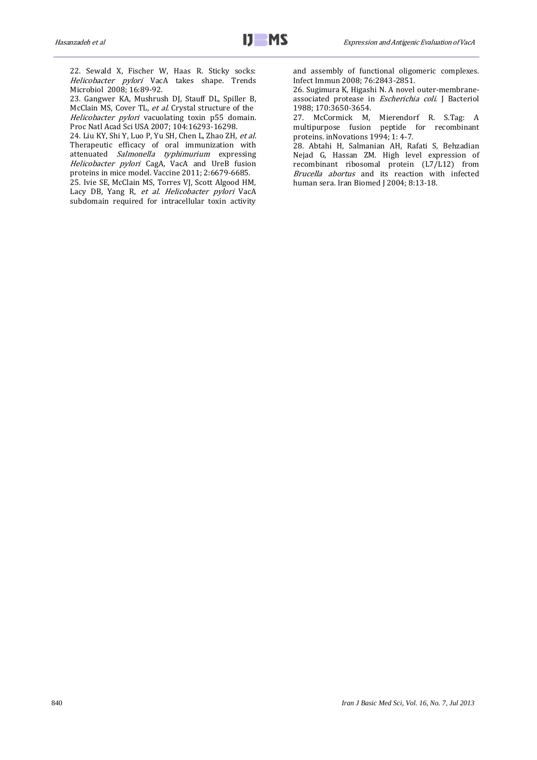22. Sewald X, Fischer W, Haas R. Sticky socks: *Helicobacter pylori* VacA takes shape. Trends Microbiol 2008; 16:89-92.

23. Gangwer KA, Mushrush DJ, Stauff DL, Spiller B, McClain MS, Cover TL, *et al.* Crystal structure of the *Helicobacter pylori* vacuolating toxin p55 domain. Proc Natl Acad Sci USA 2007; 104:16293-16298.

24. Liu KY, Shi Y, Luo P, Yu SH, Chen L, Zhao ZH, *et al.* Therapeutic efficacy of oral immunization with attenuated *Salmonella typhimurium* expressing *Helicobacter pylori* CagA, VacA and UreB fusion proteins in mice model. Vaccine 2011; 2:6679-6685.

25. Ivie SE, McClain MS, Torres VJ, Scott Algood HM, Lacy DB, Yang R, *et al.* *Helicobacter pylori* VacA subdomain required for intracellular toxin activity and assembly of functional oligomeric complexes. Infect Immun 2008; 76:2843-2851.

26. Sugimura K, Higashi N. A novel outer-membrane-associated protease in *Escherichia coli*. J Bacteriol 1988; 170:3650-3654.

27. McCormick M, Mierendorf R. S.Tag: A multipurpose fusion peptide for recombinant proteins. inNovations 1994; 1: 4-7.

28. Abtahi H, Salmanian AH, Rafati S, Behzadian Nejad G, Hassan ZM. High level expression of recombinant ribosomal protein (L7/L12) from *Brucella abortus* and its reaction with infected human sera. Iran Biomed J 2004; 8:13-18.